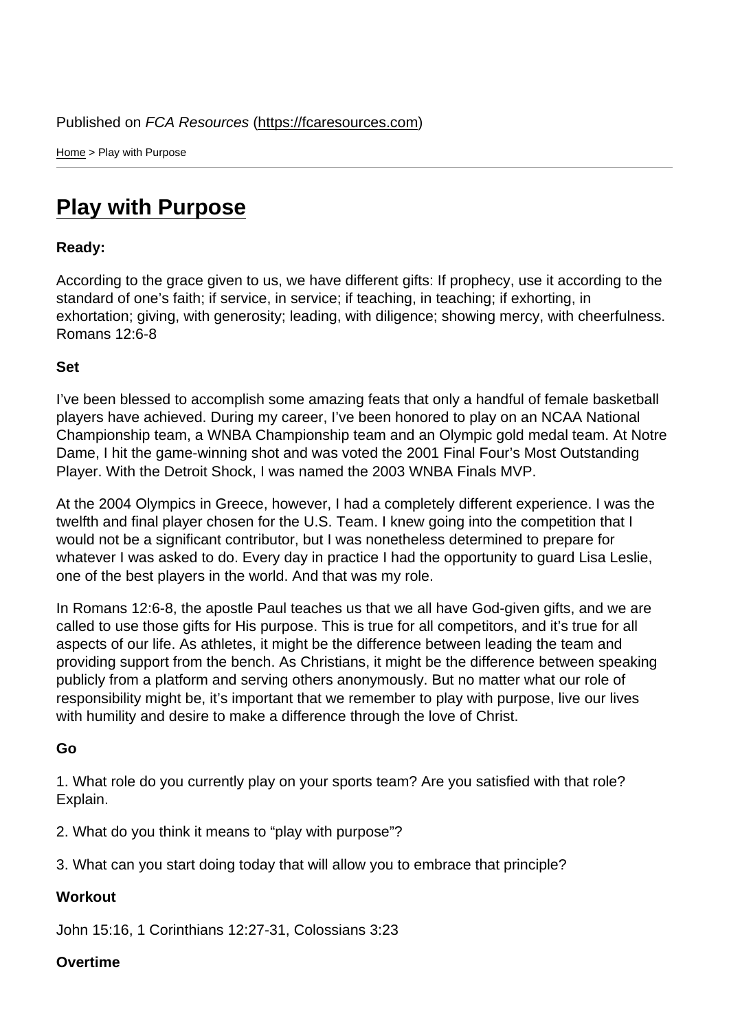Published on *FCA Resources* (https://fcaresources.com)

Home > Play with Purpose

# Play with Purpose

**Ready:**

According to the grace given to us, we have different gifts: If prophecy, use it according to the standard of one's faith; if service, in service; if teaching, in teaching; if exhorting, in exhortation; giving, with generosity; leading, with diligence; showing mercy, with cheerfulness. Romans 12:6-8

**Set**

I've been blessed to accomplish some amazing feats that only a handful of female basketball players have achieved. During my career, I've been honored to play on an NCAA National Championship team, a WNBA Championship team and an Olympic gold medal team. At Notre Dame, I hit the game-winning shot and was voted the 2001 Final Four's Most Outstanding Player. With the Detroit Shock, I was named the 2003 WNBA Finals MVP.

At the 2004 Olympics in Greece, however, I had a completely different experience. I was the twelfth and final player chosen for the U.S. Team. I knew going into the competition that I would not be a significant contributor, but I was nonetheless determined to prepare for whatever I was asked to do. Every day in practice I had the opportunity to guard Lisa Leslie, one of the best players in the world. And that was my role.

In Romans 12:6-8, the apostle Paul teaches us that we all have God-given gifts, and we are called to use those gifts for His purpose. This is true for all competitors, and it's true for all aspects of our life. As athletes, it might be the difference between leading the team and providing support from the bench. As Christians, it might be the difference between speaking publicly from a platform and serving others anonymously. But no matter what our role of responsibility might be, it's important that we remember to play with purpose, live our lives with humility and desire to make a difference through the love of Christ.

**Go**

1. What role do you currently play on your sports team? Are you satisfied with that role? Explain.

2. What do you think it means to "play with purpose"?

3. What can you start doing today that will allow you to embrace that principle?

**Workout**

John 15:16, 1 Corinthians 12:27-31, Colossians 3:23

**Overtime**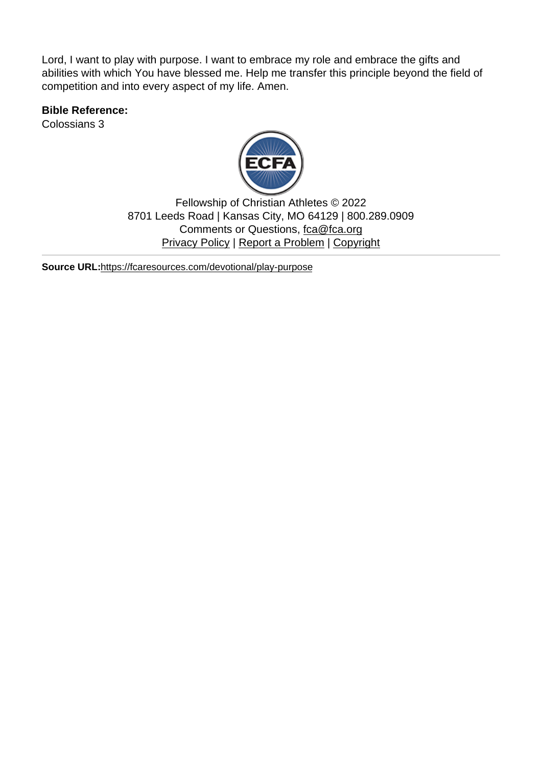Lord, I want to play with purpose. I want to embrace my role and embrace the gifts and abilities with which You have blessed me. Help me transfer this principle beyond the field of competition and into every aspect of my life. Amen.

**Bible Reference:**
Colossians 3

ECFA

Fellowship of Christian Athletes © 2022
8701 Leeds Road | Kansas City, MO 64129 | 800.289.0909
Comments or Questions, fca@fca.org
Privacy Policy | Report a Problem | Copyright

**Source URL:** https://fcaresources.com/devotional/play-purpose